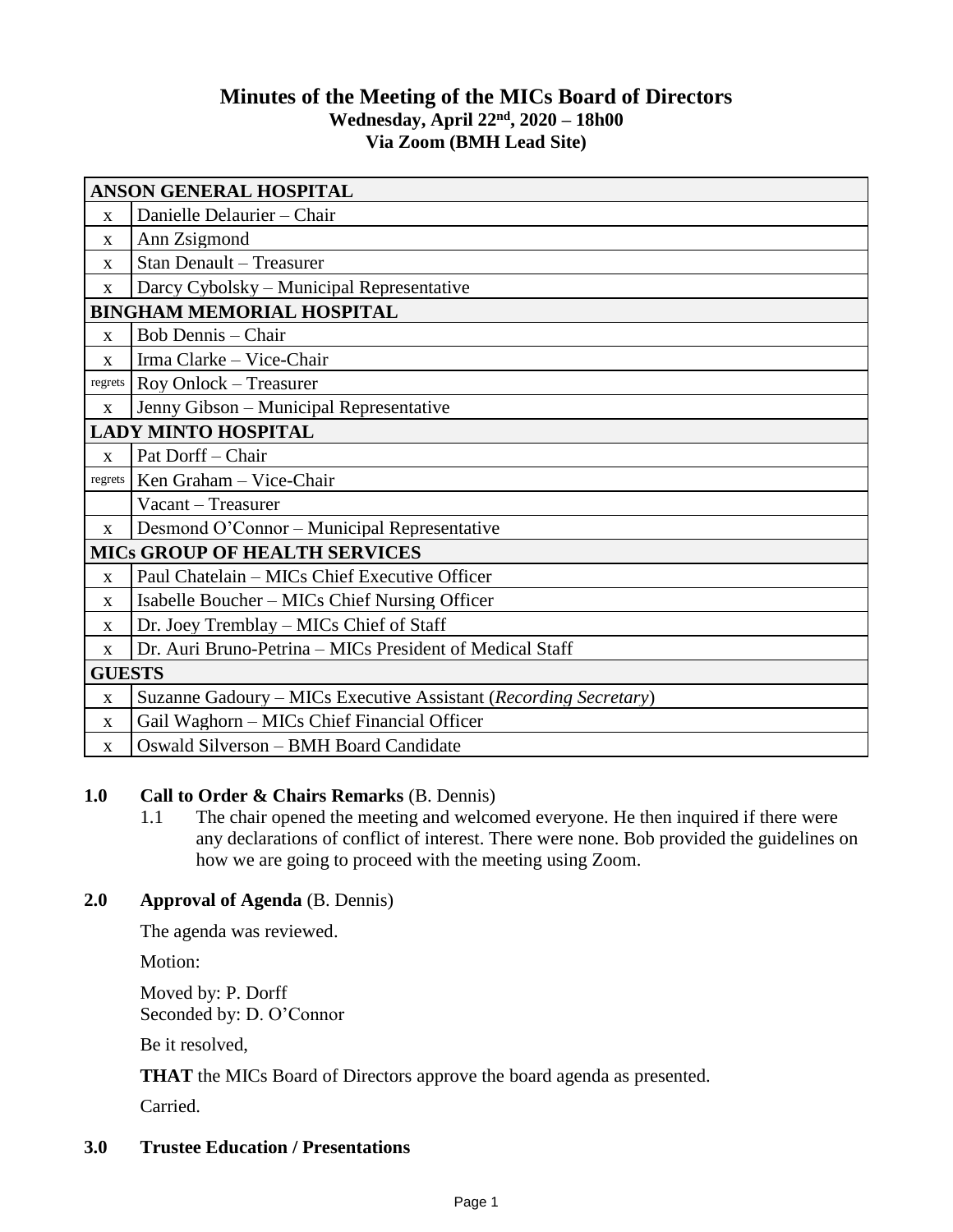# Minutes of the Meeting of the MICs Board of Directors

**Wednesday, April 22nd, 2020 – 18h00**
**Via Zoom (BMH Lead Site)**

| | |
|---|---|
| **ANSON GENERAL HOSPITAL** | |
| x | Danielle Delaurier – Chair |
| x | Ann Zsigmond |
| x | Stan Denault – Treasurer |
| x | Darcy Cybolsky – Municipal Representative |
| **BINGHAM MEMORIAL HOSPITAL** | |
| x | Bob Dennis – Chair |
| x | Irma Clarke – Vice-Chair |
| regrets | Roy Onlock – Treasurer |
| x | Jenny Gibson – Municipal Representative |
| **LADY MINTO HOSPITAL** | |
| x | Pat Dorff – Chair |
| regrets | Ken Graham – Vice-Chair |
| | Vacant – Treasurer |
| x | Desmond O'Connor – Municipal Representative |
| **MICs GROUP OF HEALTH SERVICES** | |
| x | Paul Chatelain – MICs Chief Executive Officer |
| x | Isabelle Boucher – MICs Chief Nursing Officer |
| x | Dr. Joey Tremblay – MICs Chief of Staff |
| x | Dr. Auri Bruno-Petrina – MICs President of Medical Staff |
| **GUESTS** | |
| x | Suzanne Gadoury – MICs Executive Assistant (*Recording Secretary*) |
| x | Gail Waghorn – MICs Chief Financial Officer |
| x | Oswald Silverson – BMH Board Candidate |

**1.0 Call to Order & Chairs Remarks** (B. Dennis)

1.1 The chair opened the meeting and welcomed everyone. He then inquired if there were any declarations of conflict of interest. There were none. Bob provided the guidelines on how we are going to proceed with the meeting using Zoom.

**2.0 Approval of Agenda** (B. Dennis)

The agenda was reviewed.

Motion:

Moved by: P. Dorff
Seconded by: D. O'Connor

Be it resolved,

**THAT** the MICs Board of Directors approve the board agenda as presented.

Carried.

**3.0 Trustee Education / Presentations**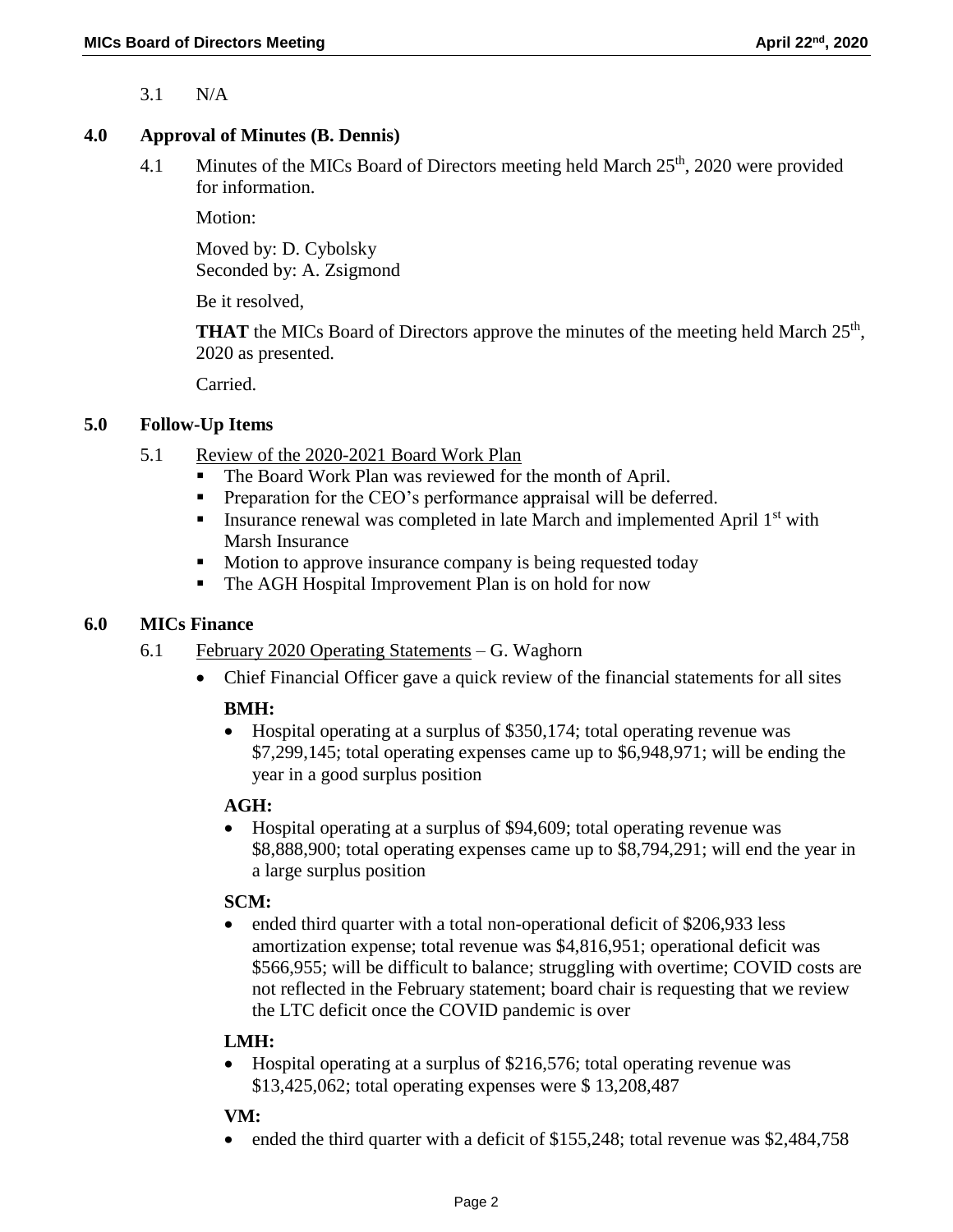3.1 N/A

## 4.0 Approval of Minutes (B. Dennis)

4.1 Minutes of the MICs Board of Directors meeting held March 25th, 2020 were provided for information.

Motion:

Moved by: D. Cybolsky
Seconded by: A. Zsigmond

Be it resolved,

**THAT** the MICs Board of Directors approve the minutes of the meeting held March 25th, 2020 as presented.

Carried.

## 5.0 Follow-Up Items

5.1 Review of the 2020-2021 Board Work Plan

- The Board Work Plan was reviewed for the month of April.
- Preparation for the CEO's performance appraisal will be deferred.
- Insurance renewal was completed in late March and implemented April 1st with Marsh Insurance
- Motion to approve insurance company is being requested today
- The AGH Hospital Improvement Plan is on hold for now

## 6.0 MICs Finance

6.1 February 2020 Operating Statements – G. Waghorn

- Chief Financial Officer gave a quick review of the financial statements for all sites

**BMH:**

- Hospital operating at a surplus of $350,174; total operating revenue was $7,299,145; total operating expenses came up to $6,948,971; will be ending the year in a good surplus position

**AGH:**

- Hospital operating at a surplus of $94,609; total operating revenue was $8,888,900; total operating expenses came up to $8,794,291; will end the year in a large surplus position

**SCM:**

- ended third quarter with a total non-operational deficit of $206,933 less amortization expense; total revenue was $4,816,951; operational deficit was $566,955; will be difficult to balance; struggling with overtime; COVID costs are not reflected in the February statement; board chair is requesting that we review the LTC deficit once the COVID pandemic is over

**LMH:**

- Hospital operating at a surplus of $216,576; total operating revenue was $13,425,062; total operating expenses were $ 13,208,487

**VM:**

- ended the third quarter with a deficit of $155,248; total revenue was $2,484,758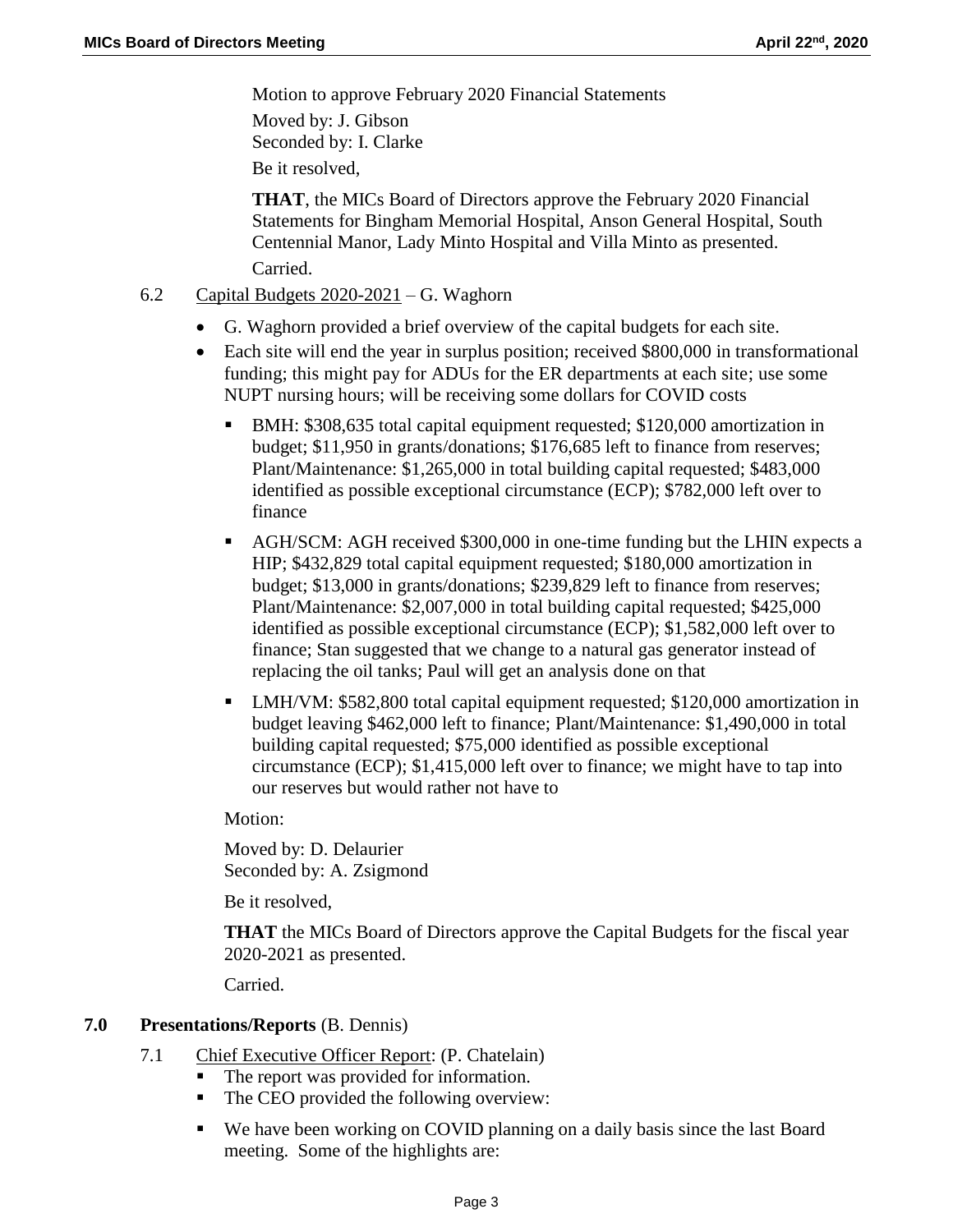Motion to approve February 2020 Financial Statements

Moved by: J. Gibson
Seconded by: I. Clarke

Be it resolved,

**THAT**, the MICs Board of Directors approve the February 2020 Financial Statements for Bingham Memorial Hospital, Anson General Hospital, South Centennial Manor, Lady Minto Hospital and Villa Minto as presented.

Carried.

6.2 Capital Budgets 2020-2021 – G. Waghorn

- G. Waghorn provided a brief overview of the capital budgets for each site.
- Each site will end the year in surplus position; received $800,000 in transformational funding; this might pay for ADUs for the ER departments at each site; use some NUPT nursing hours; will be receiving some dollars for COVID costs
  - BMH: $308,635 total capital equipment requested; $120,000 amortization in budget; $11,950 in grants/donations; $176,685 left to finance from reserves; Plant/Maintenance: $1,265,000 in total building capital requested; $483,000 identified as possible exceptional circumstance (ECP); $782,000 left over to finance
  - AGH/SCM: AGH received $300,000 in one-time funding but the LHIN expects a HIP; $432,829 total capital equipment requested; $180,000 amortization in budget; $13,000 in grants/donations; $239,829 left to finance from reserves; Plant/Maintenance: $2,007,000 in total building capital requested; $425,000 identified as possible exceptional circumstance (ECP); $1,582,000 left over to finance; Stan suggested that we change to a natural gas generator instead of replacing the oil tanks; Paul will get an analysis done on that
  - LMH/VM: $582,800 total capital equipment requested; $120,000 amortization in budget leaving $462,000 left to finance; Plant/Maintenance: $1,490,000 in total building capital requested; $75,000 identified as possible exceptional circumstance (ECP); $1,415,000 left over to finance; we might have to tap into our reserves but would rather not have to

Motion:

Moved by: D. Delaurier
Seconded by: A. Zsigmond

Be it resolved,

**THAT** the MICs Board of Directors approve the Capital Budgets for the fiscal year 2020-2021 as presented.

Carried.

## 7.0 Presentations/Reports (B. Dennis)

7.1 Chief Executive Officer Report: (P. Chatelain)

- The report was provided for information.
- The CEO provided the following overview:
- We have been working on COVID planning on a daily basis since the last Board meeting. Some of the highlights are: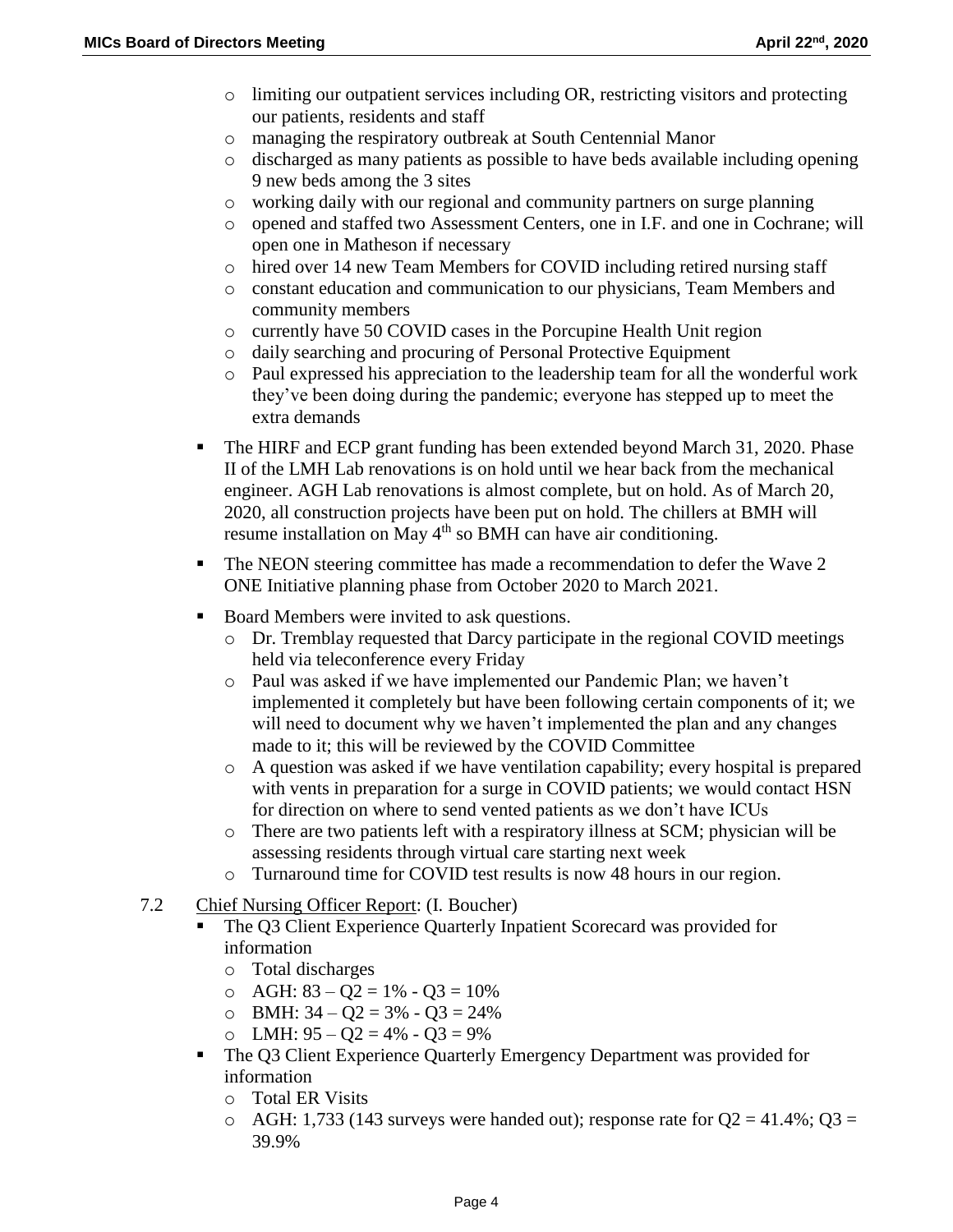- limiting our outpatient services including OR, restricting visitors and protecting our patients, residents and staff
  - managing the respiratory outbreak at South Centennial Manor
  - discharged as many patients as possible to have beds available including opening 9 new beds among the 3 sites
  - working daily with our regional and community partners on surge planning
  - opened and staffed two Assessment Centers, one in I.F. and one in Cochrane; will open one in Matheson if necessary
  - hired over 14 new Team Members for COVID including retired nursing staff
  - constant education and communication to our physicians, Team Members and community members
  - currently have 50 COVID cases in the Porcupine Health Unit region
  - daily searching and procuring of Personal Protective Equipment
  - Paul expressed his appreciation to the leadership team for all the wonderful work they've been doing during the pandemic; everyone has stepped up to meet the extra demands

- The HIRF and ECP grant funding has been extended beyond March 31, 2020. Phase II of the LMH Lab renovations is on hold until we hear back from the mechanical engineer. AGH Lab renovations is almost complete, but on hold. As of March 20, 2020, all construction projects have been put on hold. The chillers at BMH will resume installation on May 4th so BMH can have air conditioning.
- The NEON steering committee has made a recommendation to defer the Wave 2 ONE Initiative planning phase from October 2020 to March 2021.
- Board Members were invited to ask questions.
  - Dr. Tremblay requested that Darcy participate in the regional COVID meetings held via teleconference every Friday
  - Paul was asked if we have implemented our Pandemic Plan; we haven't implemented it completely but have been following certain components of it; we will need to document why we haven't implemented the plan and any changes made to it; this will be reviewed by the COVID Committee
  - A question was asked if we have ventilation capability; every hospital is prepared with vents in preparation for a surge in COVID patients; we would contact HSN for direction on where to send vented patients as we don't have ICUs
  - There are two patients left with a respiratory illness at SCM; physician will be assessing residents through virtual care starting next week
  - Turnaround time for COVID test results is now 48 hours in our region.

7.2 Chief Nursing Officer Report: (I. Boucher)

- The Q3 Client Experience Quarterly Inpatient Scorecard was provided for information
  - Total discharges
  - AGH: 83 – Q2 = 1% - Q3 = 10%
  - BMH: 34 – Q2 = 3% - Q3 = 24%
  - LMH: 95 – Q2 = 4% - Q3 = 9%
- The Q3 Client Experience Quarterly Emergency Department was provided for information
  - Total ER Visits
  - AGH: 1,733 (143 surveys were handed out); response rate for Q2 = 41.4%; Q3 = 39.9%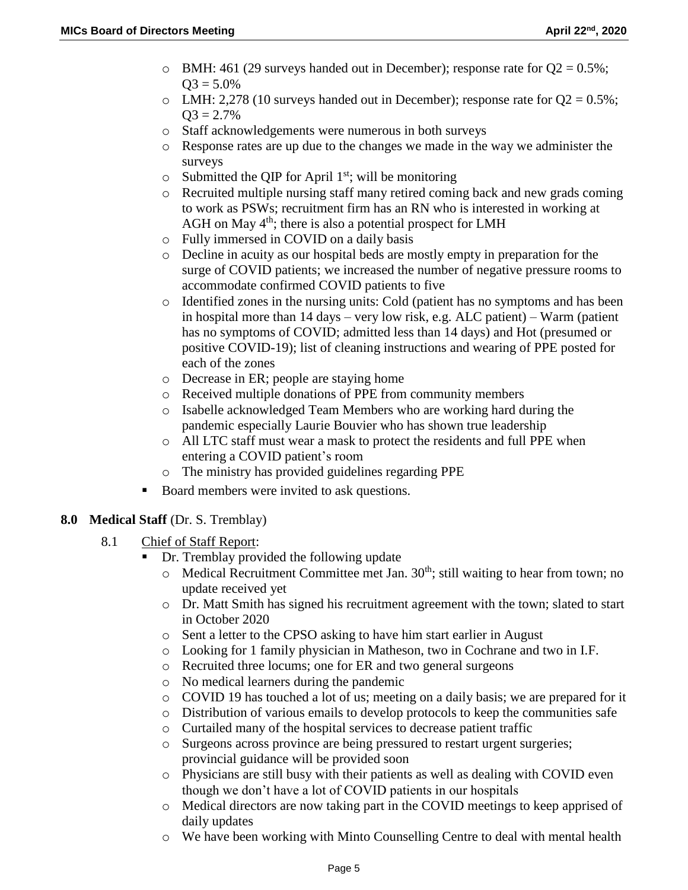- BMH: 461 (29 surveys handed out in December); response rate for Q2 = 0.5%; Q3 = 5.0%
- LMH: 2,278 (10 surveys handed out in December); response rate for Q2 = 0.5%; Q3 = 2.7%
- Staff acknowledgements were numerous in both surveys
- Response rates are up due to the changes we made in the way we administer the surveys
- Submitted the QIP for April 1st; will be monitoring
- Recruited multiple nursing staff many retired coming back and new grads coming to work as PSWs; recruitment firm has an RN who is interested in working at AGH on May 4th; there is also a potential prospect for LMH
- Fully immersed in COVID on a daily basis
- Decline in acuity as our hospital beds are mostly empty in preparation for the surge of COVID patients; we increased the number of negative pressure rooms to accommodate confirmed COVID patients to five
- Identified zones in the nursing units: Cold (patient has no symptoms and has been in hospital more than 14 days – very low risk, e.g. ALC patient) – Warm (patient has no symptoms of COVID; admitted less than 14 days) and Hot (presumed or positive COVID-19); list of cleaning instructions and wearing of PPE posted for each of the zones
- Decrease in ER; people are staying home
- Received multiple donations of PPE from community members
- Isabelle acknowledged Team Members who are working hard during the pandemic especially Laurie Bouvier who has shown true leadership
- All LTC staff must wear a mask to protect the residents and full PPE when entering a COVID patient's room
- The ministry has provided guidelines regarding PPE

- Board members were invited to ask questions.

## 8.0 Medical Staff (Dr. S. Tremblay)

8.1 Chief of Staff Report:

- Dr. Tremblay provided the following update
  - Medical Recruitment Committee met Jan. 30th; still waiting to hear from town; no update received yet
  - Dr. Matt Smith has signed his recruitment agreement with the town; slated to start in October 2020
  - Sent a letter to the CPSO asking to have him start earlier in August
  - Looking for 1 family physician in Matheson, two in Cochrane and two in I.F.
  - Recruited three locums; one for ER and two general surgeons
  - No medical learners during the pandemic
  - COVID 19 has touched a lot of us; meeting on a daily basis; we are prepared for it
  - Distribution of various emails to develop protocols to keep the communities safe
  - Curtailed many of the hospital services to decrease patient traffic
  - Surgeons across province are being pressured to restart urgent surgeries; provincial guidance will be provided soon
  - Physicians are still busy with their patients as well as dealing with COVID even though we don't have a lot of COVID patients in our hospitals
  - Medical directors are now taking part in the COVID meetings to keep apprised of daily updates
  - We have been working with Minto Counselling Centre to deal with mental health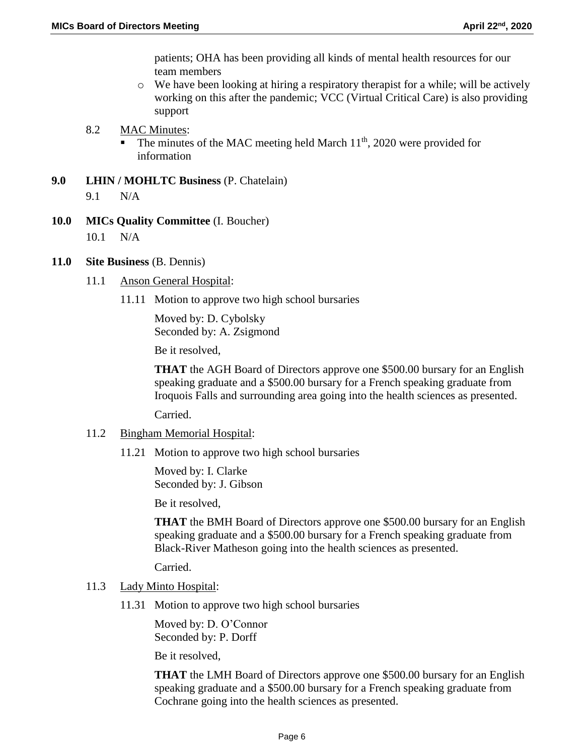patients; OHA has been providing all kinds of mental health resources for our team members

- We have been looking at hiring a respiratory therapist for a while; will be actively working on this after the pandemic; VCC (Virtual Critical Care) is also providing support

8.2 MAC Minutes:

- The minutes of the MAC meeting held March 11th, 2020 were provided for information

**9.0 LHIN / MOHLTC Business** (P. Chatelain)

9.1 N/A

**10.0 MICs Quality Committee** (I. Boucher)

10.1 N/A

**11.0 Site Business** (B. Dennis)

11.1 Anson General Hospital:

11.11 Motion to approve two high school bursaries

Moved by: D. Cybolsky
Seconded by: A. Zsigmond

Be it resolved,

**THAT** the AGH Board of Directors approve one $500.00 bursary for an English speaking graduate and a $500.00 bursary for a French speaking graduate from Iroquois Falls and surrounding area going into the health sciences as presented.

Carried.

11.2 Bingham Memorial Hospital:

11.21 Motion to approve two high school bursaries

Moved by: I. Clarke
Seconded by: J. Gibson

Be it resolved,

**THAT** the BMH Board of Directors approve one $500.00 bursary for an English speaking graduate and a $500.00 bursary for a French speaking graduate from Black-River Matheson going into the health sciences as presented.

Carried.

11.3 Lady Minto Hospital:

11.31 Motion to approve two high school bursaries

Moved by: D. O'Connor
Seconded by: P. Dorff

Be it resolved,

**THAT** the LMH Board of Directors approve one $500.00 bursary for an English speaking graduate and a $500.00 bursary for a French speaking graduate from Cochrane going into the health sciences as presented.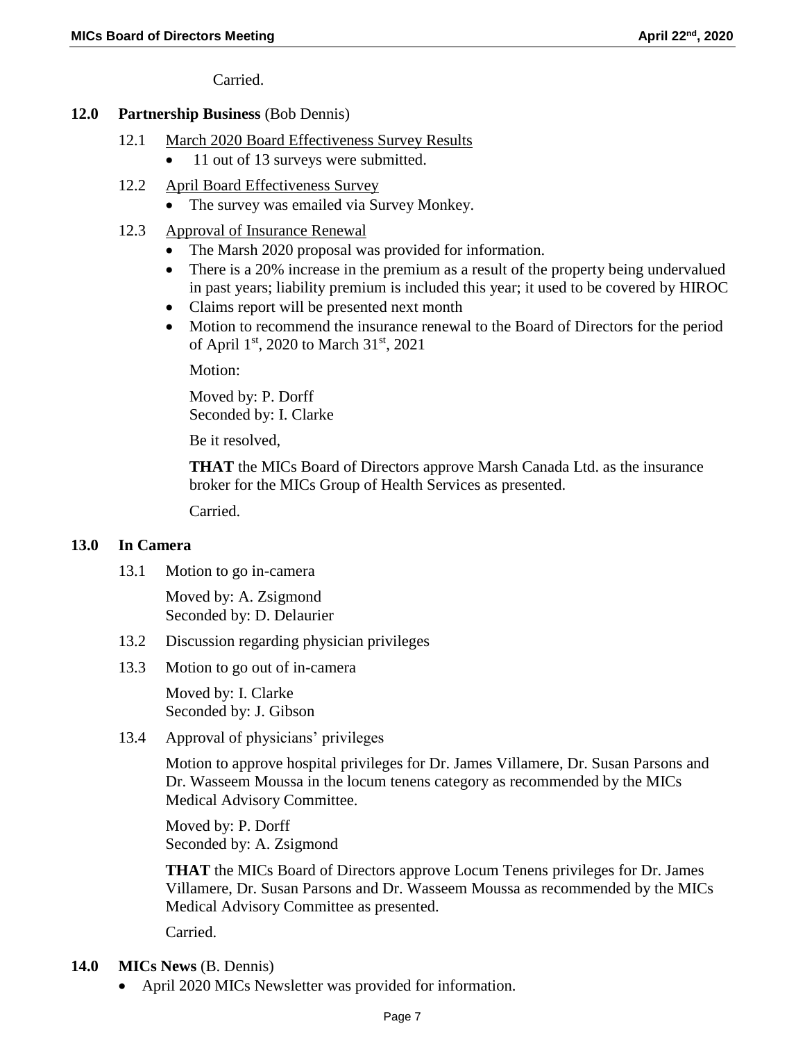Carried.

## 12.0 Partnership Business (Bob Dennis)

12.1 March 2020 Board Effectiveness Survey Results

- 11 out of 13 surveys were submitted.

12.2 April Board Effectiveness Survey

- The survey was emailed via Survey Monkey.

12.3 Approval of Insurance Renewal

- The Marsh 2020 proposal was provided for information.
- There is a 20% increase in the premium as a result of the property being undervalued in past years; liability premium is included this year; it used to be covered by HIROC
- Claims report will be presented next month
- Motion to recommend the insurance renewal to the Board of Directors for the period of April 1st, 2020 to March 31st, 2021

Motion:

Moved by: P. Dorff
Seconded by: I. Clarke

Be it resolved,

**THAT** the MICs Board of Directors approve Marsh Canada Ltd. as the insurance broker for the MICs Group of Health Services as presented.

Carried.

## 13.0 In Camera

13.1 Motion to go in-camera

Moved by: A. Zsigmond
Seconded by: D. Delaurier

13.2 Discussion regarding physician privileges

13.3 Motion to go out of in-camera

Moved by: I. Clarke
Seconded by: J. Gibson

13.4 Approval of physicians' privileges

Motion to approve hospital privileges for Dr. James Villamere, Dr. Susan Parsons and Dr. Wasseem Moussa in the locum tenens category as recommended by the MICs Medical Advisory Committee.

Moved by: P. Dorff
Seconded by: A. Zsigmond

**THAT** the MICs Board of Directors approve Locum Tenens privileges for Dr. James Villamere, Dr. Susan Parsons and Dr. Wasseem Moussa as recommended by the MICs Medical Advisory Committee as presented.

Carried.

## 14.0 MICs News (B. Dennis)

- April 2020 MICs Newsletter was provided for information.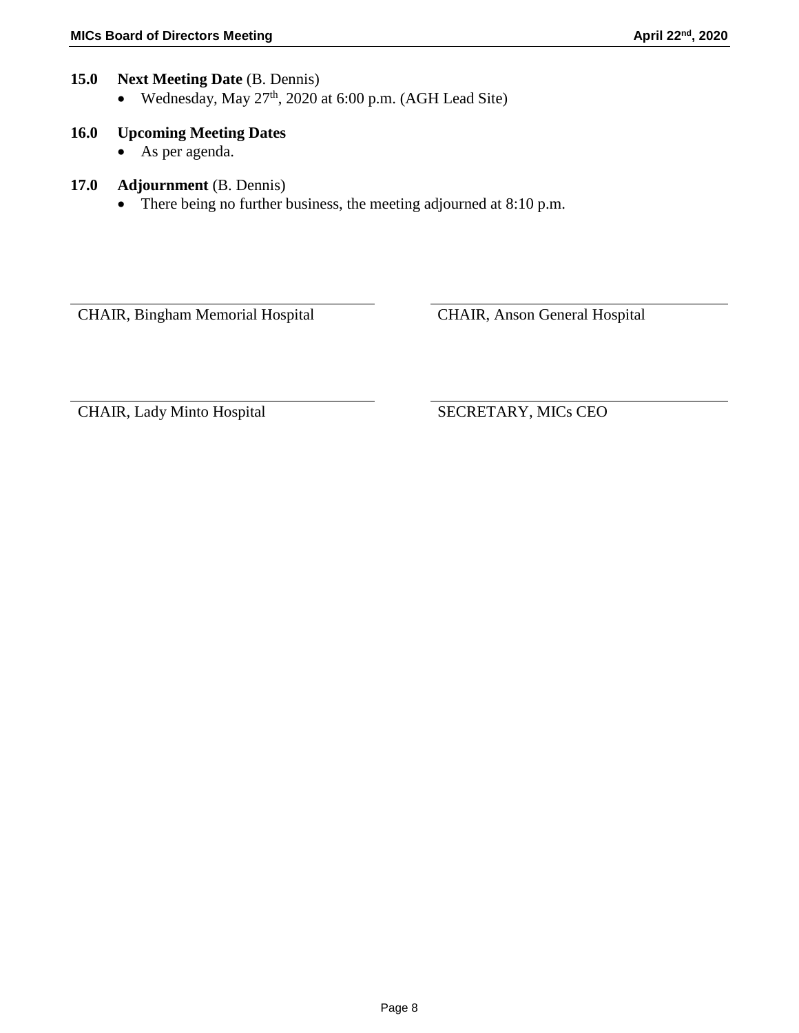**15.0 Next Meeting Date** (B. Dennis)

- Wednesday, May 27th, 2020 at 6:00 p.m. (AGH Lead Site)

**16.0 Upcoming Meeting Dates**

- As per agenda.

**17.0 Adjournment** (B. Dennis)

- There being no further business, the meeting adjourned at 8:10 p.m.

| | |
|---|---|
| CHAIR, Bingham Memorial Hospital | CHAIR, Anson General Hospital |
| CHAIR, Lady Minto Hospital | SECRETARY, MICs CEO |